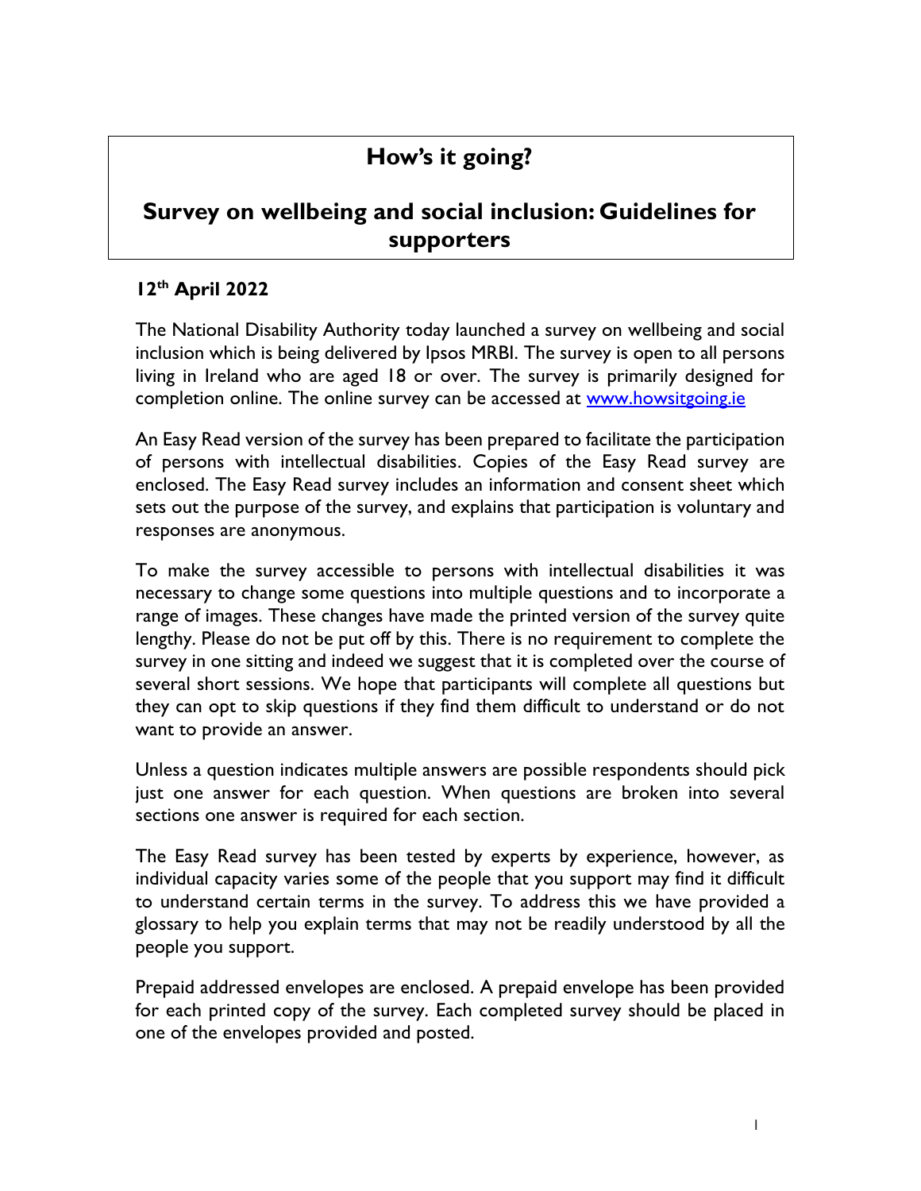# How's it going?

## Survey on wellbeing and social inclusion: Guidelines for supporters

**12th April 2022**

The National Disability Authority today launched a survey on wellbeing and social inclusion which is being delivered by Ipsos MRBI. The survey is open to all persons living in Ireland who are aged 18 or over. The survey is primarily designed for completion online. The online survey can be accessed at [www.howsitgoing.ie](http://www.howsitgoing.ie)

An Easy Read version of the survey has been prepared to facilitate the participation of persons with intellectual disabilities. Copies of the Easy Read survey are enclosed. The Easy Read survey includes an information and consent sheet which sets out the purpose of the survey, and explains that participation is voluntary and responses are anonymous.

To make the survey accessible to persons with intellectual disabilities it was necessary to change some questions into multiple questions and to incorporate a range of images. These changes have made the printed version of the survey quite lengthy. Please do not be put off by this. There is no requirement to complete the survey in one sitting and indeed we suggest that it is completed over the course of several short sessions. We hope that participants will complete all questions but they can opt to skip questions if they find them difficult to understand or do not want to provide an answer.

Unless a question indicates multiple answers are possible respondents should pick just one answer for each question. When questions are broken into several sections one answer is required for each section.

The Easy Read survey has been tested by experts by experience, however, as individual capacity varies some of the people that you support may find it difficult to understand certain terms in the survey. To address this we have provided a glossary to help you explain terms that may not be readily understood by all the people you support.

Prepaid addressed envelopes are enclosed. A prepaid envelope has been provided for each printed copy of the survey. Each completed survey should be placed in one of the envelopes provided and posted.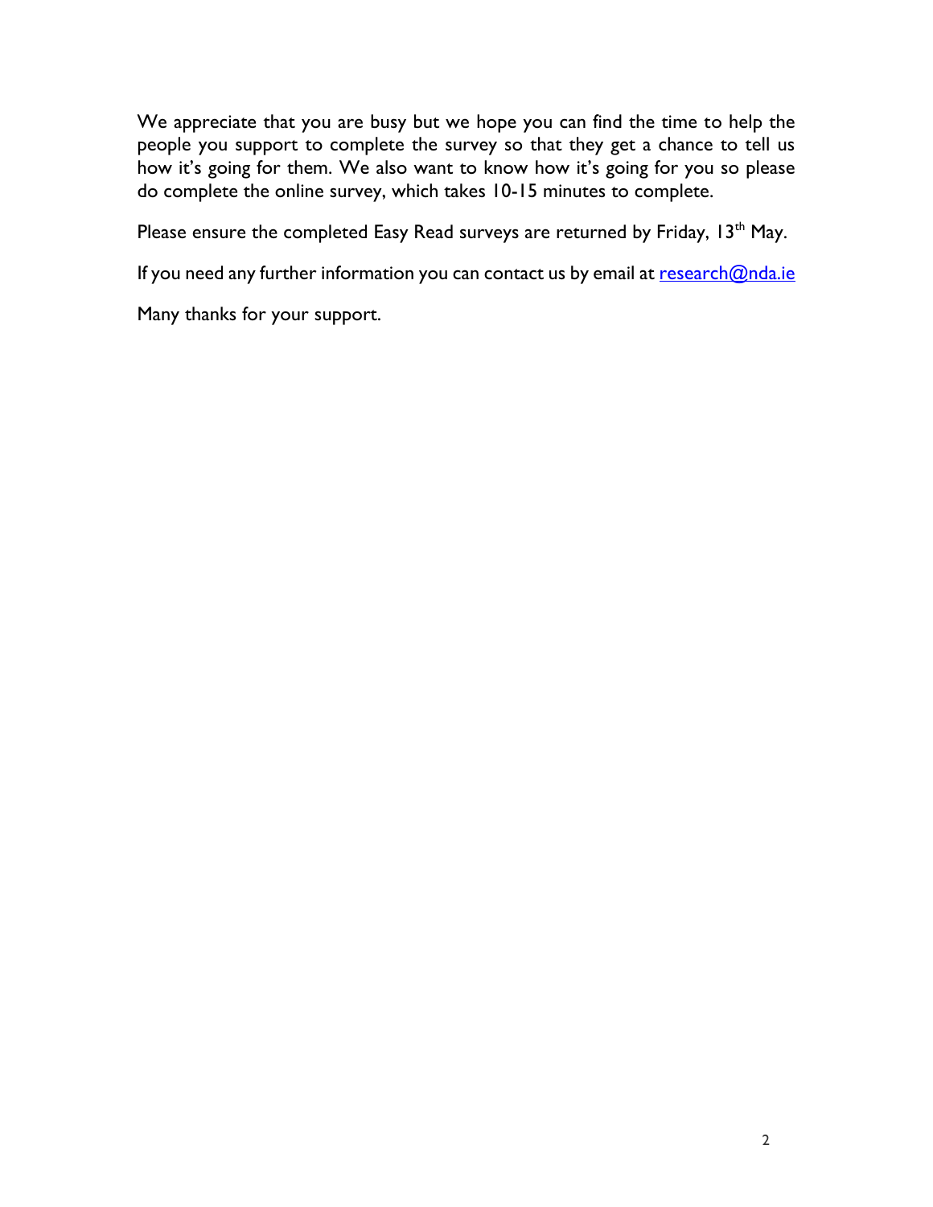We appreciate that you are busy but we hope you can find the time to help the people you support to complete the survey so that they get a chance to tell us how it's going for them. We also want to know how it's going for you so please do complete the online survey, which takes 10-15 minutes to complete.

Please ensure the completed Easy Read surveys are returned by Friday, 13th May.

If you need any further information you can contact us by email at research@nda.ie

Many thanks for your support.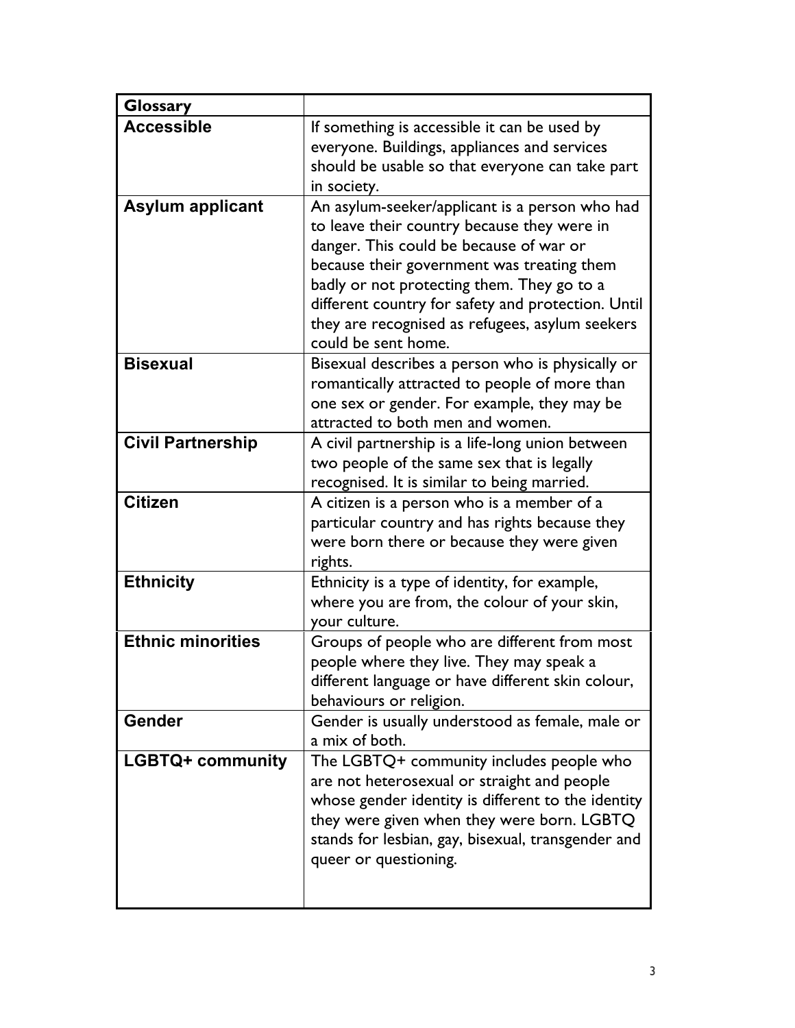| Glossary | |
|---|---|
| **Accessible** | If something is accessible it can be used by everyone. Buildings, appliances and services should be usable so that everyone can take part in society. |
| **Asylum applicant** | An asylum-seeker/applicant is a person who had to leave their country because they were in danger. This could be because of war or because their government was treating them badly or not protecting them. They go to a different country for safety and protection. Until they are recognised as refugees, asylum seekers could be sent home. |
| **Bisexual** | Bisexual describes a person who is physically or romantically attracted to people of more than one sex or gender. For example, they may be attracted to both men and women. |
| **Civil Partnership** | A civil partnership is a life-long union between two people of the same sex that is legally recognised. It is similar to being married. |
| **Citizen** | A citizen is a person who is a member of a particular country and has rights because they were born there or because they were given rights. |
| **Ethnicity** | Ethnicity is a type of identity, for example, where you are from, the colour of your skin, your culture. |
| **Ethnic minorities** | Groups of people who are different from most people where they live. They may speak a different language or have different skin colour, behaviours or religion. |
| **Gender** | Gender is usually understood as female, male or a mix of both. |
| **LGBTQ+ community** | The LGBTQ+ community includes people who are not heterosexual or straight and people whose gender identity is different to the identity they were given when they were born. LGBTQ stands for lesbian, gay, bisexual, transgender and queer or questioning. |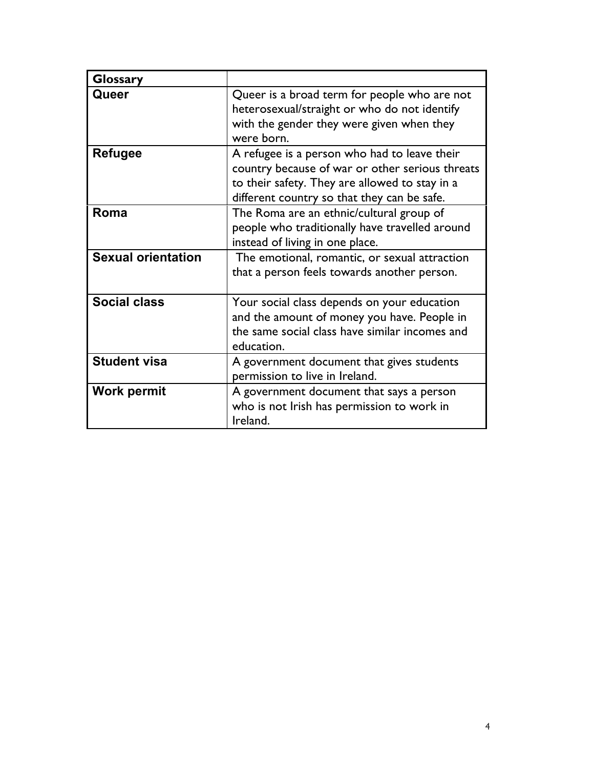| Glossary | |
|---|---|
| **Queer** | Queer is a broad term for people who are not heterosexual/straight or who do not identify with the gender they were given when they were born. |
| **Refugee** | A refugee is a person who had to leave their country because of war or other serious threats to their safety. They are allowed to stay in a different country so that they can be safe. |
| **Roma** | The Roma are an ethnic/cultural group of people who traditionally have travelled around instead of living in one place. |
| **Sexual orientation** | The emotional, romantic, or sexual attraction that a person feels towards another person. |
| **Social class** | Your social class depends on your education and the amount of money you have. People in the same social class have similar incomes and education. |
| **Student visa** | A government document that gives students permission to live in Ireland. |
| **Work permit** | A government document that says a person who is not Irish has permission to work in Ireland. |